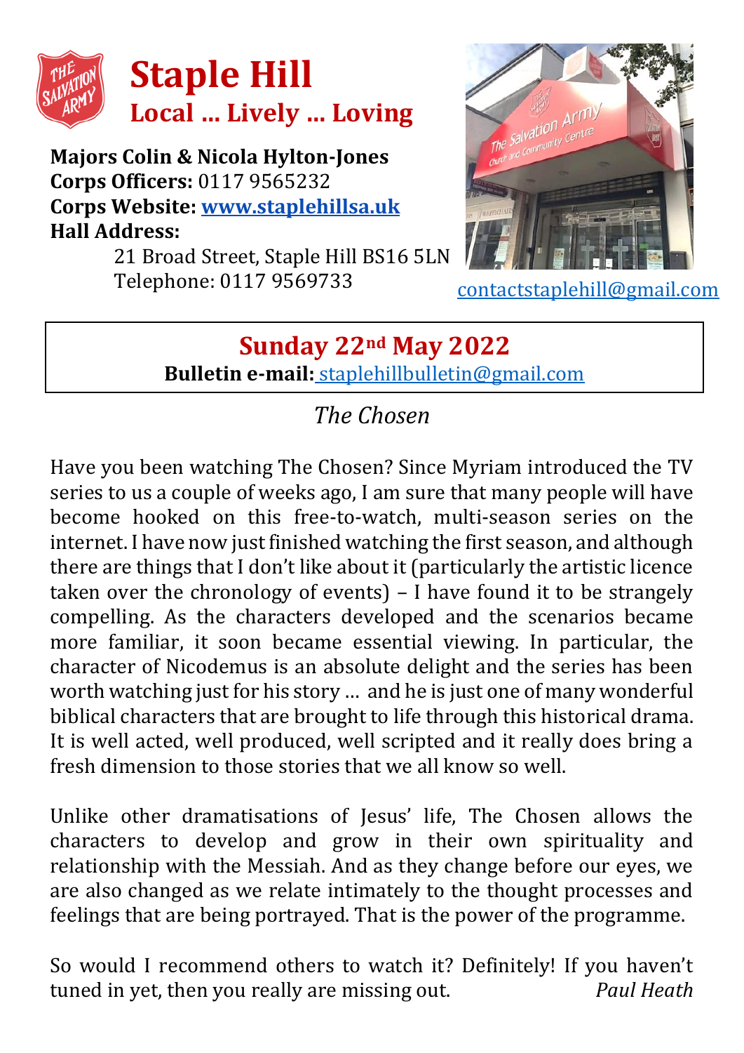# Staple Hill

## Local … Lively … Loving

**Majors Colin & Nicola Hylton-Jones**
**Corps Officers:** 0117 9565232
**Corps Website:** [www.staplehillsa.uk](http://www.staplehillsa.uk)
**Hall Address:**
21 Broad Street, Staple Hill BS16 5LN
Telephone: 0117 9569733

contactstaplehill@gmail.com

## Sunday 22nd May 2022

**Bulletin e-mail:** staplehillbulletin@gmail.com

### *The Chosen*

Have you been watching The Chosen? Since Myriam introduced the TV series to us a couple of weeks ago, I am sure that many people will have become hooked on this free-to-watch, multi-season series on the internet. I have now just finished watching the first season, and although there are things that I don't like about it (particularly the artistic licence taken over the chronology of events) – I have found it to be strangely compelling. As the characters developed and the scenarios became more familiar, it soon became essential viewing. In particular, the character of Nicodemus is an absolute delight and the series has been worth watching just for his story … and he is just one of many wonderful biblical characters that are brought to life through this historical drama. It is well acted, well produced, well scripted and it really does bring a fresh dimension to those stories that we all know so well.

Unlike other dramatisations of Jesus' life, The Chosen allows the characters to develop and grow in their own spirituality and relationship with the Messiah. And as they change before our eyes, we are also changed as we relate intimately to the thought processes and feelings that are being portrayed. That is the power of the programme.

So would I recommend others to watch it? Definitely! If you haven't tuned in yet, then you really are missing out. *Paul Heath*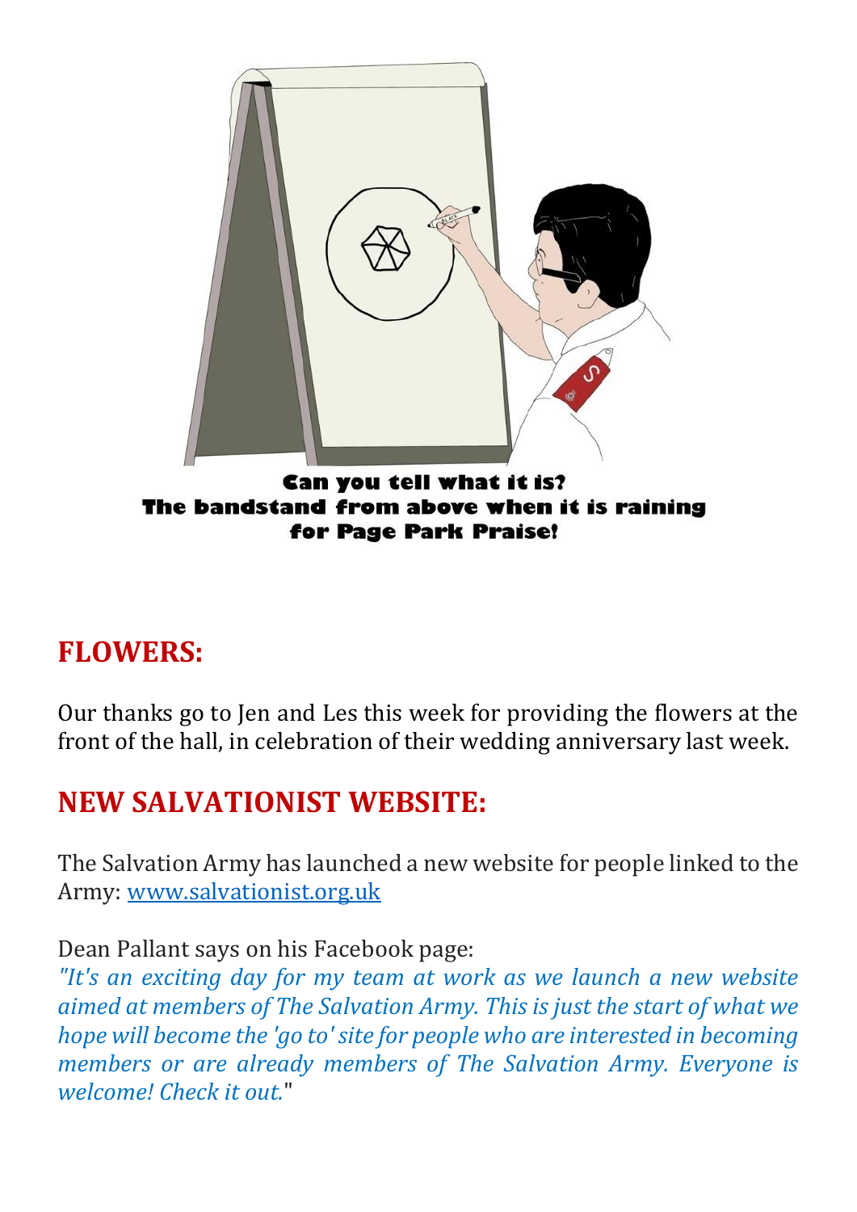**Can you tell what it is?**
**The bandstand from above when it is raining for Page Park Praise!**

## FLOWERS:

Our thanks go to Jen and Les this week for providing the flowers at the front of the hall, in celebration of their wedding anniversary last week.

## NEW SALVATIONIST WEBSITE:

The Salvation Army has launched a new website for people linked to the Army: [www.salvationist.org.uk](http://www.salvationist.org.uk)

Dean Pallant says on his Facebook page:
*"It's an exciting day for my team at work as we launch a new website aimed at members of The Salvation Army. This is just the start of what we hope will become the 'go to' site for people who are interested in becoming members or are already members of The Salvation Army. Everyone is welcome! Check it out.*"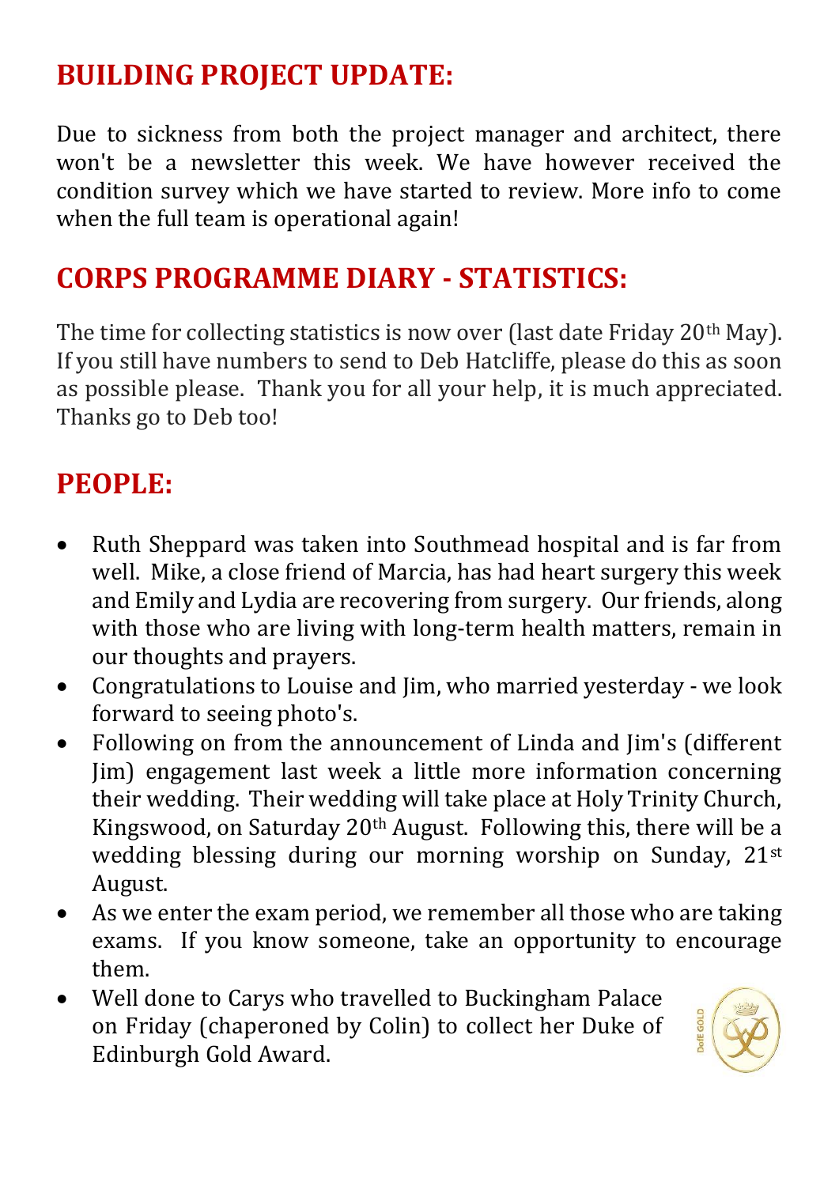## BUILDING PROJECT UPDATE:

Due to sickness from both the project manager and architect, there won't be a newsletter this week. We have however received the condition survey which we have started to review. More info to come when the full team is operational again!

## CORPS PROGRAMME DIARY - STATISTICS:

The time for collecting statistics is now over (last date Friday 20th May). If you still have numbers to send to Deb Hatcliffe, please do this as soon as possible please. Thank you for all your help, it is much appreciated. Thanks go to Deb too!

## PEOPLE:

- Ruth Sheppard was taken into Southmead hospital and is far from well. Mike, a close friend of Marcia, has had heart surgery this week and Emily and Lydia are recovering from surgery. Our friends, along with those who are living with long-term health matters, remain in our thoughts and prayers.
- Congratulations to Louise and Jim, who married yesterday - we look forward to seeing photo's.
- Following on from the announcement of Linda and Jim's (different Jim) engagement last week a little more information concerning their wedding. Their wedding will take place at Holy Trinity Church, Kingswood, on Saturday 20th August. Following this, there will be a wedding blessing during our morning worship on Sunday, 21st August.
- As we enter the exam period, we remember all those who are taking exams. If you know someone, take an opportunity to encourage them.
- Well done to Carys who travelled to Buckingham Palace on Friday (chaperoned by Colin) to collect her Duke of Edinburgh Gold Award.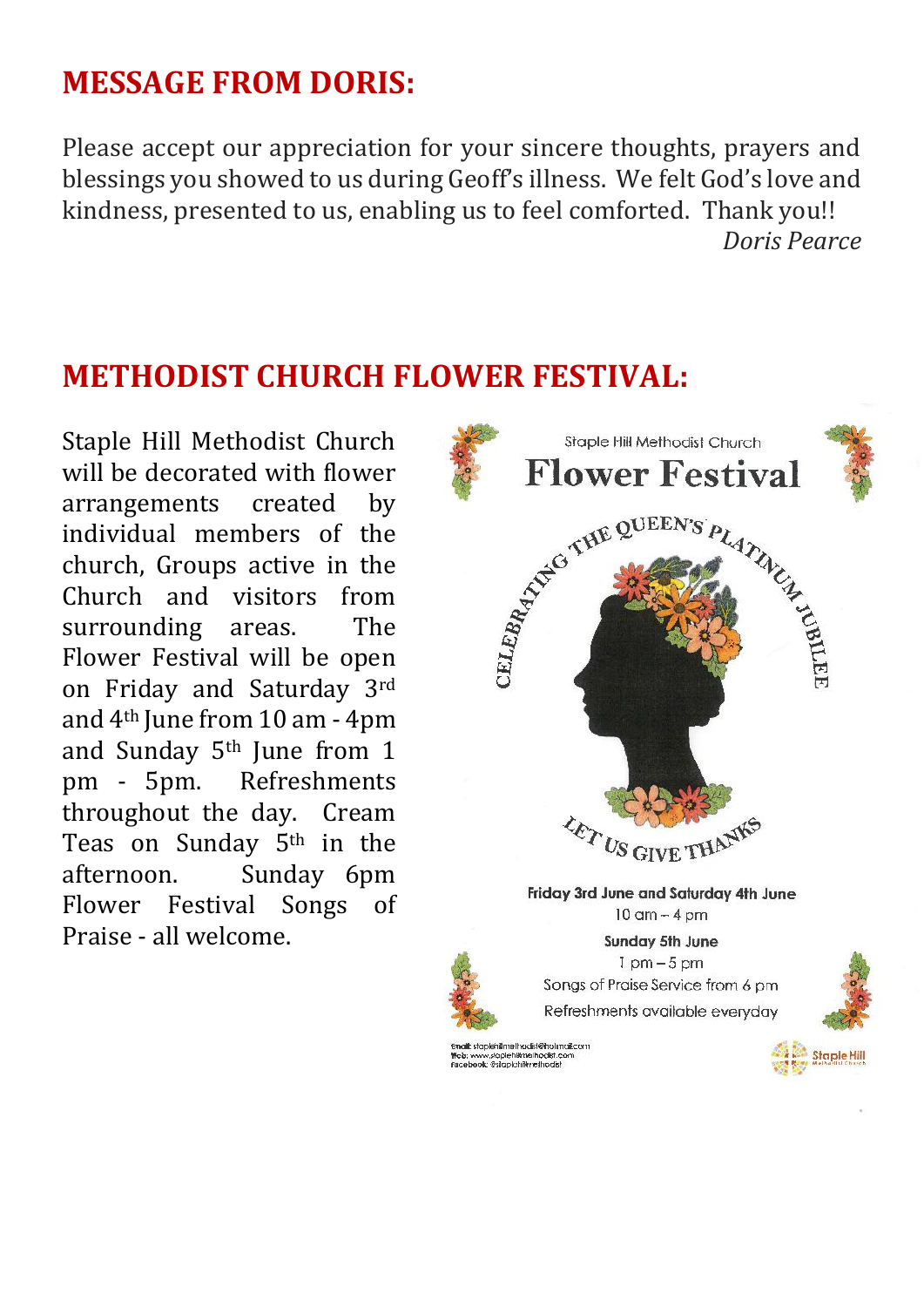## MESSAGE FROM DORIS:

Please accept our appreciation for your sincere thoughts, prayers and blessings you showed to us during Geoff's illness. We felt God's love and kindness, presented to us, enabling us to feel comforted. Thank you!!

*Doris Pearce*

## METHODIST CHURCH FLOWER FESTIVAL:

Staple Hill Methodist Church will be decorated with flower arrangements created by individual members of the church, Groups active in the Church and visitors from surrounding areas. The Flower Festival will be open on Friday and Saturday 3rd and 4th June from 10 am - 4pm and Sunday 5th June from 1 pm - 5pm. Refreshments throughout the day. Cream Teas on Sunday 5th in the afternoon. Sunday 6pm Flower Festival Songs of Praise - all welcome.

Staple Hill Methodist Church

**Flower Festival**

CELEBRATING THE QUEEN'S PLATINUM JUBILEE

LET US GIVE THANKS

**Friday 3rd June and Saturday 4th June**

10 am – 4 pm

**Sunday 5th June**

1 pm – 5 pm

Songs of Praise Service from 6 pm

Refreshments available everyday

Email: staplehillmethodist@hotmail.com
Web: www.staplehillmethodist.com
Facebook: @staplehillmethodist

Staple Hill Methodist Church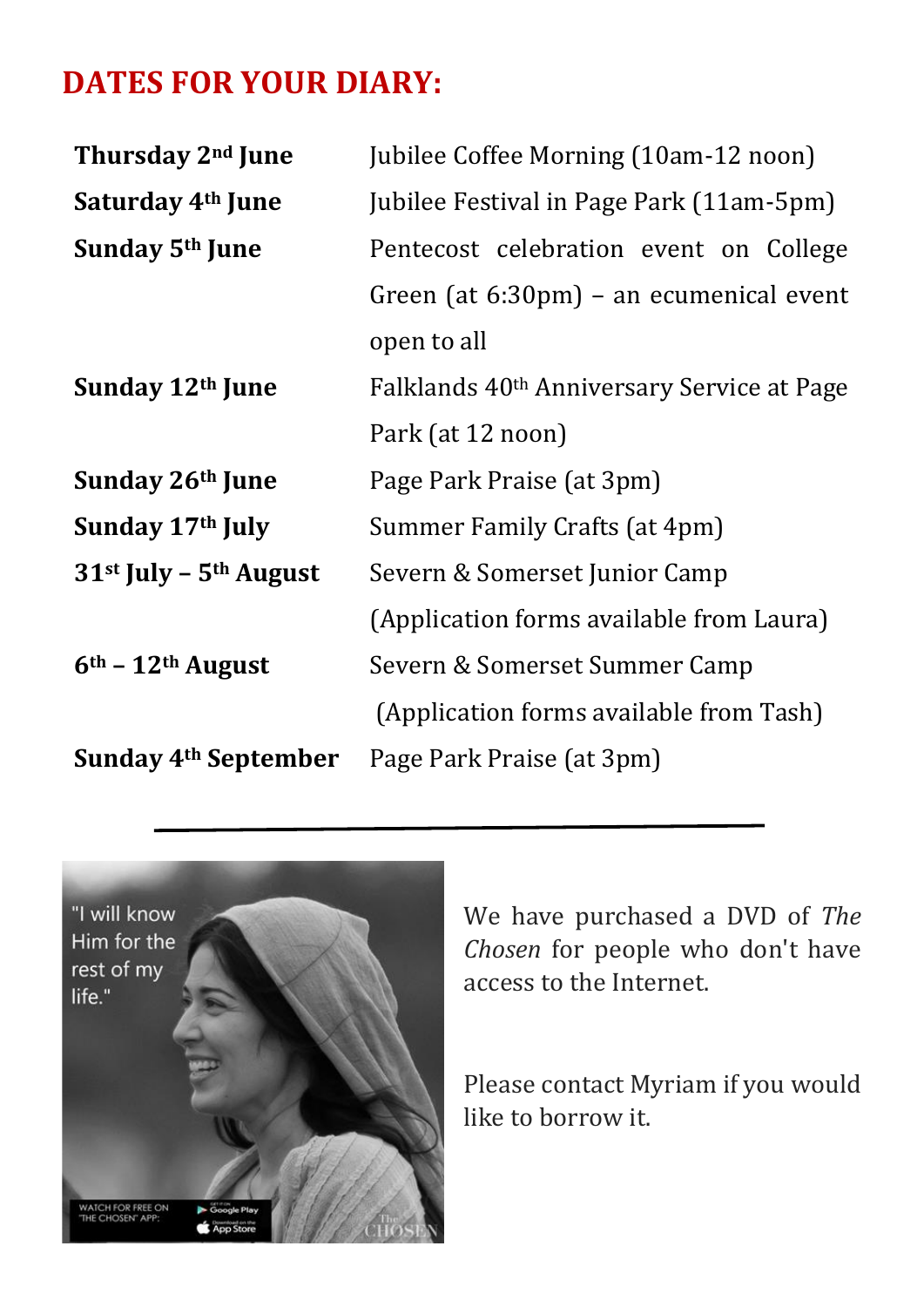## DATES FOR YOUR DIARY:

| | |
|---|---|
| **Thursday 2nd June** | Jubilee Coffee Morning (10am-12 noon) |
| **Saturday 4th June** | Jubilee Festival in Page Park (11am-5pm) |
| **Sunday 5th June** | Pentecost celebration event on College Green (at 6:30pm) – an ecumenical event open to all |
| **Sunday 12th June** | Falklands 40th Anniversary Service at Page Park (at 12 noon) |
| **Sunday 26th June** | Page Park Praise (at 3pm) |
| **Sunday 17th July** | Summer Family Crafts (at 4pm) |
| **31st July – 5th August** | Severn & Somerset Junior Camp (Application forms available from Laura) |
| **6th – 12th August** | Severn & Somerset Summer Camp (Application forms available from Tash) |
| **Sunday 4th September** | Page Park Praise (at 3pm) |

---

We have purchased a DVD of *The Chosen* for people who don't have access to the Internet.

Please contact Myriam if you would like to borrow it.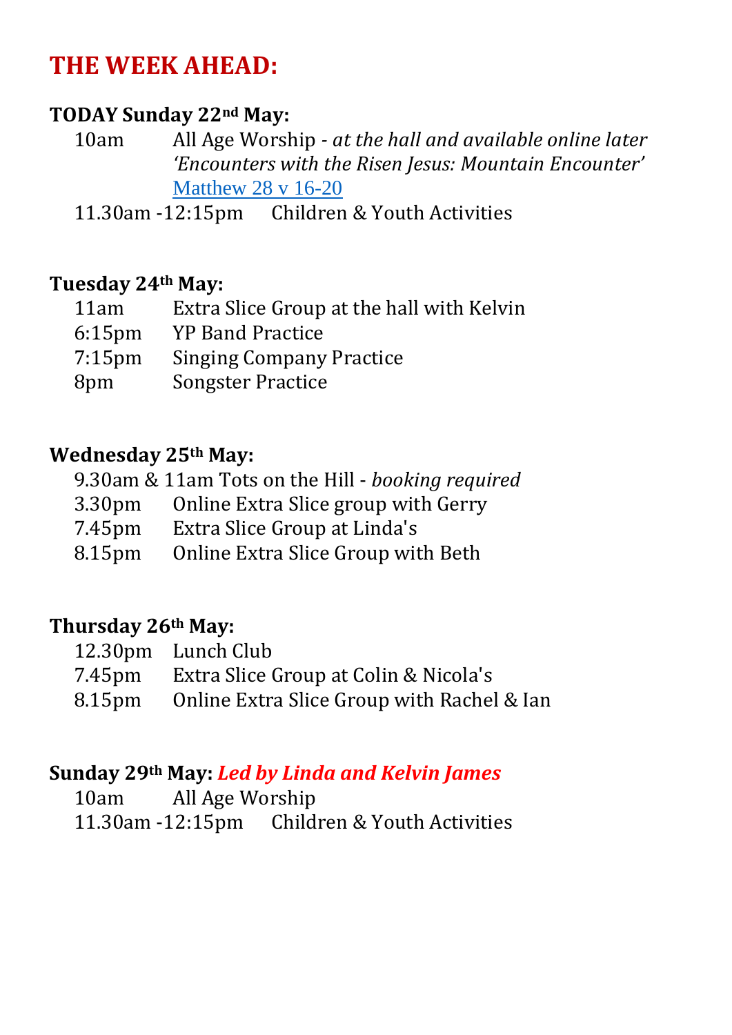## THE WEEK AHEAD:

**TODAY Sunday 22nd May:**

10am All Age Worship - *at the hall and available online later*
*'Encounters with the Risen Jesus: Mountain Encounter'*
Matthew 28 v 16-20

11.30am -12:15pm Children & Youth Activities

**Tuesday 24th May:**

11am Extra Slice Group at the hall with Kelvin
6:15pm YP Band Practice
7:15pm Singing Company Practice
8pm Songster Practice

**Wednesday 25th May:**

9.30am & 11am Tots on the Hill - *booking required*
3.30pm Online Extra Slice group with Gerry
7.45pm Extra Slice Group at Linda's
8.15pm Online Extra Slice Group with Beth

**Thursday 26th May:**

12.30pm Lunch Club
7.45pm Extra Slice Group at Colin & Nicola's
8.15pm Online Extra Slice Group with Rachel & Ian

**Sunday 29th May:** ***Led by Linda and Kelvin James***

10am All Age Worship
11.30am -12:15pm Children & Youth Activities